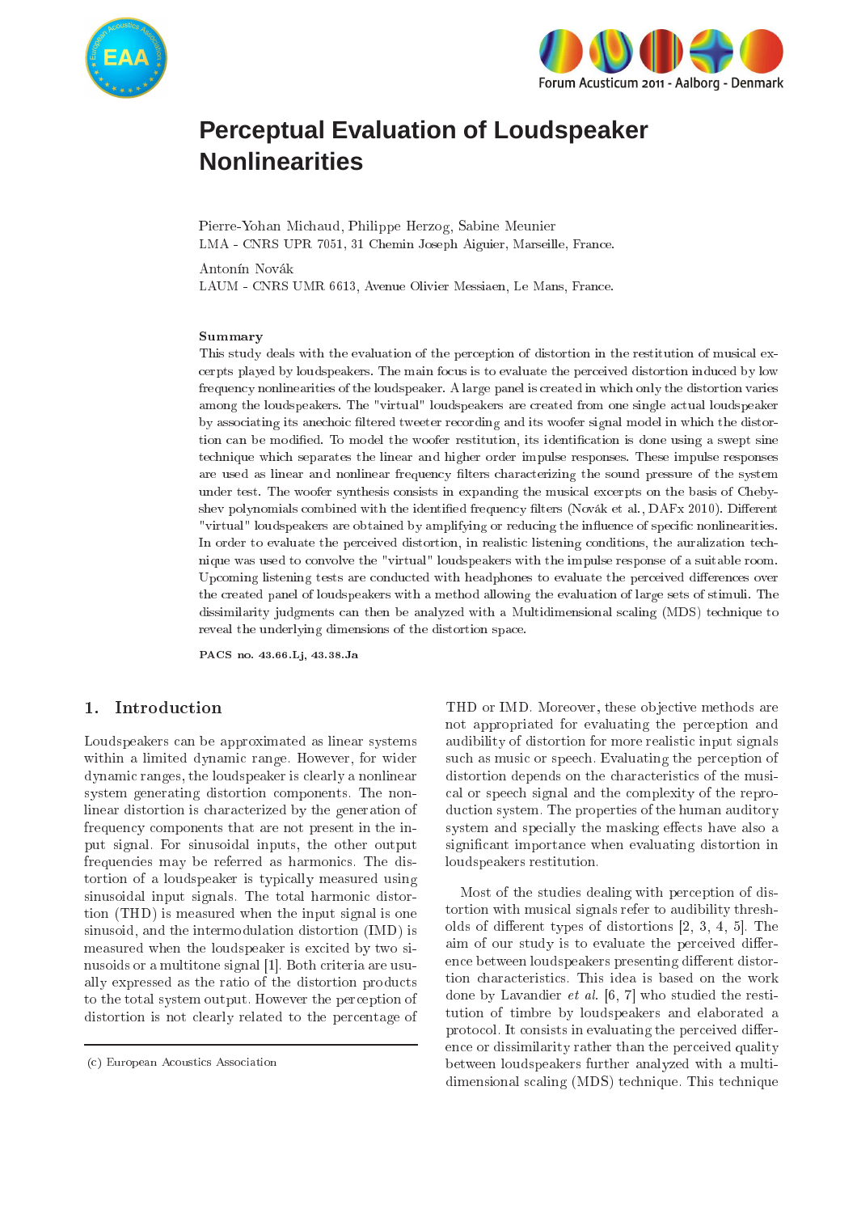# Perceptual Evaluation of Loudspeaker Nonlinearities

Pierre-Yohan Michaud, Philippe Herzog, Sabine Meunier
LMA - CNRS UPR 7051, 31 Chemin Joseph Aiguier, Marseille, France.

Antonín Novák
LAUM - CNRS UMR 6613, Avenue Olivier Messiaen, Le Mans, France.

### Summary

This study deals with the evaluation of the perception of distortion in the restitution of musical excerpts played by loudspeakers. The main focus is to evaluate the perceived distortion induced by low frequency nonlinearities of the loudspeaker. A large panel is created in which only the distortion varies among the loudspeakers. The "virtual" loudspeakers are created from one single actual loudspeaker by associating its anechoic filtered tweeter recording and its woofer signal model in which the distortion can be modified. To model the woofer restitution, its identification is done using a swept sine technique which separates the linear and higher order impulse responses. These impulse responses are used as linear and nonlinear frequency filters characterizing the sound pressure of the system under test. The woofer synthesis consists in expanding the musical excerpts on the basis of Chebyshev polynomials combined with the identified frequency filters (Novák et al., DAFx 2010). Different "virtual" loudspeakers are obtained by amplifying or reducing the influence of specific nonlinearities. In order to evaluate the perceived distortion, in realistic listening conditions, the auralization technique was used to convolve the "virtual" loudspeakers with the impulse response of a suitable room. Upcoming listening tests are conducted with headphones to evaluate the perceived differences over the created panel of loudspeakers with a method allowing the evaluation of large sets of stimuli. The dissimilarity judgments can then be analyzed with a Multidimensional scaling (MDS) technique to reveal the underlying dimensions of the distortion space.

**PACS no. 43.66.Lj, 43.38.Ja**

## 1. Introduction

Loudspeakers can be approximated as linear systems within a limited dynamic range. However, for wider dynamic ranges, the loudspeaker is clearly a nonlinear system generating distortion components. The nonlinear distortion is characterized by the generation of frequency components that are not present in the input signal. For sinusoidal inputs, the other output frequencies may be referred as harmonics. The distortion of a loudspeaker is typically measured using sinusoidal input signals. The total harmonic distortion (THD) is measured when the input signal is one sinusoid, and the intermodulation distortion (IMD) is measured when the loudspeaker is excited by two sinusoids or a multitone signal [1]. Both criteria are usually expressed as the ratio of the distortion products to the total system output. However the perception of distortion is not clearly related to the percentage of THD or IMD. Moreover, these objective methods are not appropriated for evaluating the perception and audibility of distortion for more realistic input signals such as music or speech. Evaluating the perception of distortion depends on the characteristics of the musical or speech signal and the complexity of the reproduction system. The properties of the human auditory system and specially the masking effects have also a significant importance when evaluating distortion in loudspeakers restitution.

Most of the studies dealing with perception of distortion with musical signals refer to audibility thresholds of different types of distortions [2, 3, 4, 5]. The aim of our study is to evaluate the perceived difference between loudspeakers presenting different distortion characteristics. This idea is based on the work done by Lavandier *et al.* [6, 7] who studied the restitution of timbre by loudspeakers and elaborated a protocol. It consists in evaluating the perceived difference or dissimilarity rather than the perceived quality between loudspeakers further analyzed with a multidimensional scaling (MDS) technique. This technique

(c) European Acoustics Association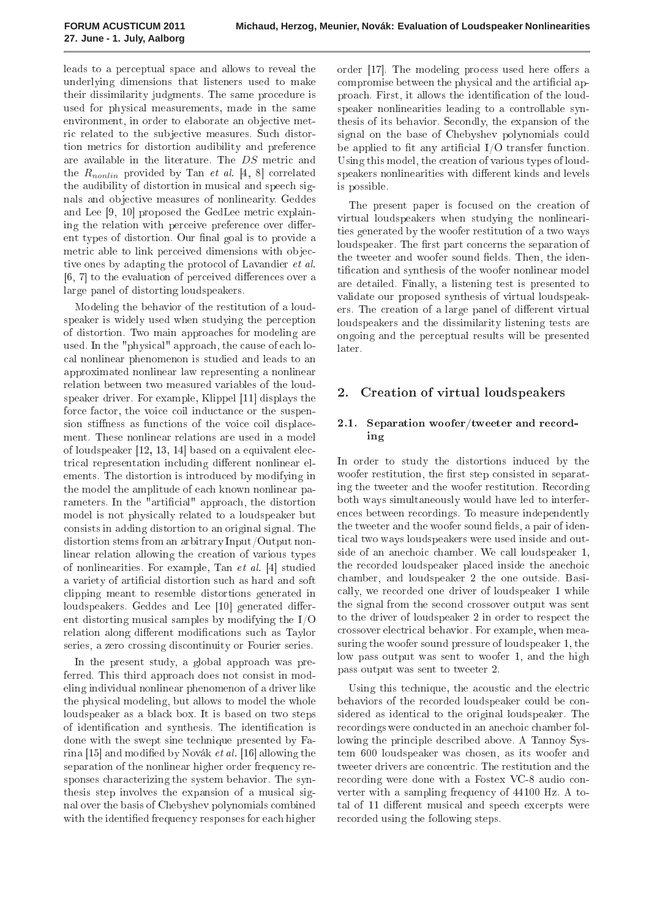leads to a perceptual space and allows to reveal the underlying dimensions that listeners used to make their dissimilarity judgments. The same procedure is used for physical measurements, made in the same environment, in order to elaborate an objective metric related to the subjective measures. Such distortion metrics for distortion audibility and preference are available in the literature. The $DS$ metric and the $R_{nonlin}$ provided by Tan *et al.* [4, 8] correlated the audibility of distortion in musical and speech signals and objective measures of nonlinearity. Geddes and Lee [9, 10] proposed the GedLee metric explaining the relation with perceive preference over different types of distortion. Our final goal is to provide a metric able to link perceived dimensions with objective ones by adapting the protocol of Lavandier *et al.* [6, 7] to the evaluation of perceived differences over a large panel of distorting loudspeakers.

Modeling the behavior of the restitution of a loudspeaker is widely used when studying the perception of distortion. Two main approaches for modeling are used. In the "physical" approach, the cause of each local nonlinear phenomenon is studied and leads to an approximated nonlinear law representing a nonlinear relation between two measured variables of the loudspeaker driver. For example, Klippel [11] displays the force factor, the voice coil inductance or the suspension stiffness as functions of the voice coil displacement. These nonlinear relations are used in a model of loudspeaker [12, 13, 14] based on a equivalent electrical representation including different nonlinear elements. The distortion is introduced by modifying in the model the amplitude of each known nonlinear parameters. In the "artificial" approach, the distortion model is not physically related to a loudspeaker but consists in adding distortion to an original signal. The distortion stems from an arbitrary Input/Output nonlinear relation allowing the creation of various types of nonlinearities. For example, Tan *et al.* [4] studied a variety of artificial distortion such as hard and soft clipping meant to resemble distortions generated in loudspeakers. Geddes and Lee [10] generated different distorting musical samples by modifying the I/O relation along different modifications such as Taylor series, a zero crossing discontinuity or Fourier series.

In the present study, a global approach was preferred. This third approach does not consist in modeling individual nonlinear phenomenon of a driver like the physical modeling, but allows to model the whole loudspeaker as a black box. It is based on two steps of identification and synthesis. The identification is done with the swept sine technique presented by Farina [15] and modified by Novák *et al.* [16] allowing the separation of the nonlinear higher order frequency responses characterizing the system behavior. The synthesis step involves the expansion of a musical signal over the basis of Chebyshev polynomials combined with the identified frequency responses for each higher order [17]. The modeling process used here offers a compromise between the physical and the artificial approach. First, it allows the identification of the loudspeaker nonlinearities leading to a controllable synthesis of its behavior. Secondly, the expansion of the signal on the base of Chebyshev polynomials could be applied to fit any artificial I/O transfer function. Using this model, the creation of various types of loudspeakers nonlinearities with different kinds and levels is possible.

The present paper is focused on the creation of virtual loudspeakers when studying the nonlinearities generated by the woofer restitution of a two ways loudspeaker. The first part concerns the separation of the tweeter and woofer sound fields. Then, the identification and synthesis of the woofer nonlinear model are detailed. Finally, a listening test is presented to validate our proposed synthesis of virtual loudspeakers. The creation of a large panel of different virtual loudspeakers and the dissimilarity listening tests are ongoing and the perceptual results will be presented later.

## 2. Creation of virtual loudspeakers

### 2.1. Separation woofer/tweeter and recording

In order to study the distortions induced by the woofer restitution, the first step consisted in separating the tweeter and the woofer restitution. Recording both ways simultaneously would have led to interferences between recordings. To measure independently the tweeter and the woofer sound fields, a pair of identical two ways loudspeakers were used inside and outside of an anechoic chamber. We call loudspeaker 1, the recorded loudspeaker placed inside the anechoic chamber, and loudspeaker 2 the one outside. Basically, we recorded one driver of loudspeaker 1 while the signal from the second crossover output was sent to the driver of loudspeaker 2 in order to respect the crossover electrical behavior. For example, when measuring the woofer sound pressure of loudspeaker 1, the low pass output was sent to woofer 1, and the high pass output was sent to tweeter 2.

Using this technique, the acoustic and the electric behaviors of the recorded loudspeaker could be considered as identical to the original loudspeaker. The recordings were conducted in an anechoic chamber following the principle described above. A Tannoy System 600 loudspeaker was chosen, as its woofer and tweeter drivers are concentric. The restitution and the recording were done with a Fostex VC-8 audio converter with a sampling frequency of 44100 Hz. A total of 11 different musical and speech excerpts were recorded using the following steps.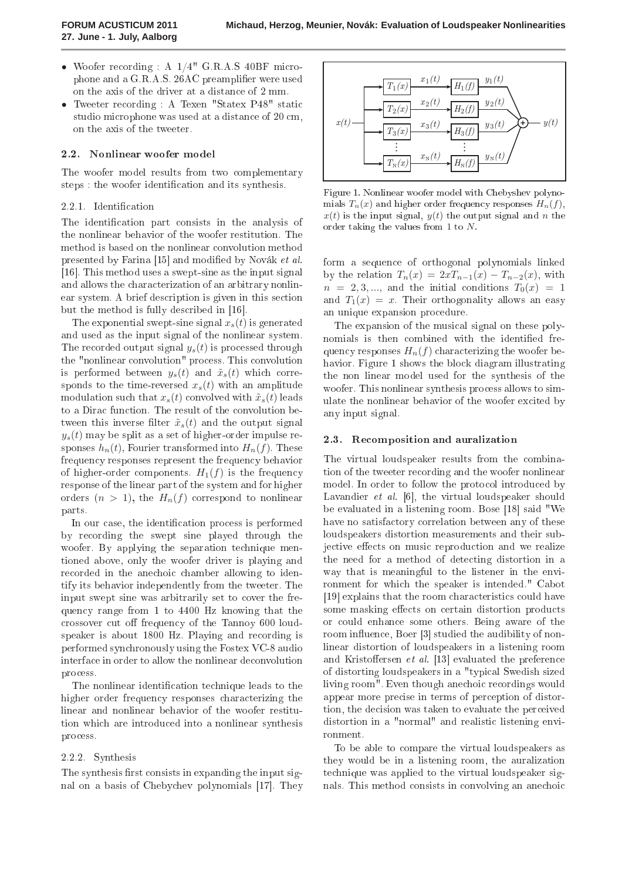- Woofer recording : A 1/4" G.R.A.S 40BF microphone and a G.R.A.S. 26AC preamplifier were used on the axis of the driver at a distance of 2 mm.
- Tweeter recording : A Texen "Statex P48" static studio microphone was used at a distance of 20 cm, on the axis of the tweeter.

### 2.2. Nonlinear woofer model

The woofer model results from two complementary steps : the woofer identification and its synthesis.

#### 2.2.1. Identification

The identification part consists in the analysis of the nonlinear behavior of the woofer restitution. The method is based on the nonlinear convolution method presented by Farina [15] and modified by Novák *et al.* [16]. This method uses a swept-sine as the input signal and allows the characterization of an arbitrary nonlinear system. A brief description is given in this section but the method is fully described in [16].

The exponential swept-sine signal $x_s(t)$ is generated and used as the input signal of the nonlinear system. The recorded output signal $y_s(t)$ is processed through the "nonlinear convolution" process. This convolution is performed between $y_s(t)$ and $\tilde{x}_s(t)$ which corresponds to the time-reversed $x_s(t)$ with an amplitude modulation such that $x_s(t)$ convolved with $\tilde{x}_s(t)$ leads to a Dirac function. The result of the convolution between this inverse filter $\tilde{x}_s(t)$ and the output signal $y_s(t)$ may be split as a set of higher-order impulse responses $h_n(t)$, Fourier transformed into $H_n(f)$. These frequency responses represent the frequency behavior of higher-order components. $H_1(f)$ is the frequency response of the linear part of the system and for higher orders ($n > 1$), the $H_n(f)$ correspond to nonlinear parts.

In our case, the identification process is performed by recording the swept sine played through the woofer. By applying the separation technique mentioned above, only the woofer driver is playing and recorded in the anechoic chamber allowing to identify its behavior independently from the tweeter. The input swept sine was arbitrarily set to cover the frequency range from 1 to 4400 Hz knowing that the crossover cut off frequency of the Tannoy 600 loudspeaker is about 1800 Hz. Playing and recording is performed synchronously using the Fostex VC-8 audio interface in order to allow the nonlinear deconvolution process.

The nonlinear identification technique leads to the higher order frequency responses characterizing the linear and nonlinear behavior of the woofer restitution which are introduced into a nonlinear synthesis process.

#### 2.2.2. Synthesis

The synthesis first consists in expanding the input signal on a basis of Chebychev polynomials [17]. They form a sequence of orthogonal polynomials linked by the relation $T_n(x) = 2xT_{n-1}(x) - T_{n-2}(x)$, with $n = 2, 3, ...$, and the initial conditions $T_0(x) = 1$ and $T_1(x) = x$. Their orthogonality allows an easy an unique expansion procedure.

Figure 1. Nonlinear woofer model with Chebyshev polynomials $T_n(x)$ and higher order frequency responses $H_n(f)$, $x(t)$ is the input signal, $y(t)$ the output signal and $n$ the order taking the values from 1 to $N$.

The expansion of the musical signal on these polynomials is then combined with the identified frequency responses $H_n(f)$ characterizing the woofer behavior. Figure 1 shows the block diagram illustrating the non linear model used for the synthesis of the woofer. This nonlinear synthesis process allows to simulate the nonlinear behavior of the woofer excited by any input signal.

### 2.3. Recomposition and auralization

The virtual loudspeaker results from the combination of the tweeter recording and the woofer nonlinear model. In order to follow the protocol introduced by Lavandier *et al.* [6], the virtual loudspeaker should be evaluated in a listening room. Bose [18] said "We have no satisfactory correlation between any of these loudspeakers distortion measurements and their subjective effects on music reproduction and we realize the need for a method of detecting distortion in a way that is meaningful to the listener in the environment for which the speaker is intended." Cabot [19] explains that the room characteristics could have some masking effects on certain distortion products or could enhance some others. Being aware of the room influence, Boer [3] studied the audibility of nonlinear distortion of loudspeakers in a listening room and Kristoffersen *et al.* [13] evaluated the preference of distorting loudspeakers in a "typical Swedish sized living room". Even though anechoic recordings would appear more precise in terms of perception of distortion, the decision was taken to evaluate the perceived distortion in a "normal" and realistic listening environment.

To be able to compare the virtual loudspeakers as they would be in a listening room, the auralization technique was applied to the virtual loudspeaker signals. This method consists in convolving an anechoic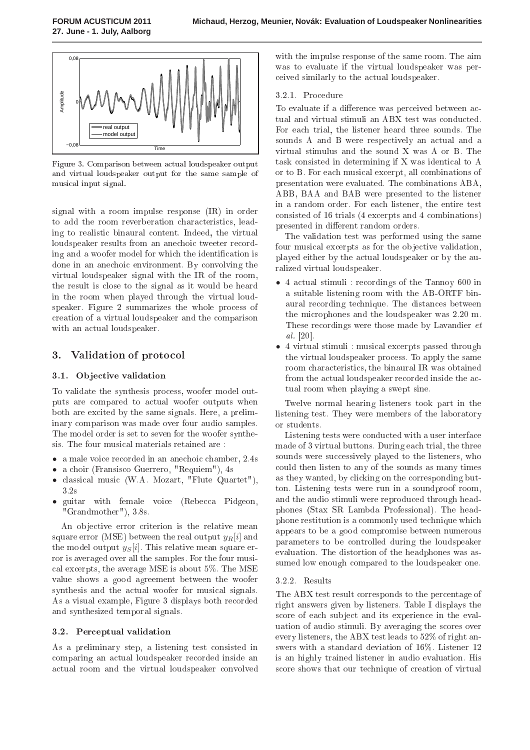Figure 3. Comparison between actual loudspeaker output and virtual loudspeaker output for the same sample of musical input signal.

signal with a room impulse response (IR) in order to add the room reverberation characteristics, leading to realistic binaural content. Indeed, the virtual loudspeaker results from an anechoic tweeter recording and a woofer model for which the identification is done in an anechoic environment. By convolving the virtual loudspeaker signal with the IR of the room, the result is close to the signal as it would be heard in the room when played through the virtual loudspeaker. Figure 2 summarizes the whole process of creation of a virtual loudspeaker and the comparison with an actual loudspeaker.

## 3. Validation of protocol

### 3.1. Objective validation

To validate the synthesis process, woofer model outputs are compared to actual woofer outputs when both are excited by the same signals. Here, a preliminary comparison was made over four audio samples. The model order is set to seven for the woofer synthesis. The four musical materials retained are :

- a male voice recorded in an anechoic chamber, 2.4s
- a choir (Fransisco Guerrero, "Requiem"), 4s
- classical music (W.A. Mozart, "Flute Quartet"), 3.2s
- guitar with female voice (Rebecca Pidgeon, "Grandmother"), 3.8s.

An objective error criterion is the relative mean square error (MSE) between the real output $y_R[i]$ and the model output $y_S[i]$. This relative mean square error is averaged over all the samples. For the four musical excerpts, the average MSE is about 5%. The MSE value shows a good agreement between the woofer synthesis and the actual woofer for musical signals. As a visual example, Figure 3 displays both recorded and synthesized temporal signals.

### 3.2. Perceptual validation

As a preliminary step, a listening test consisted in comparing an actual loudspeaker recorded inside an actual room and the virtual loudspeaker convolved with the impulse response of the same room. The aim was to evaluate if the virtual loudspeaker was perceived similarly to the actual loudspeaker.

#### 3.2.1. Procedure

To evaluate if a difference was perceived between actual and virtual stimuli an ABX test was conducted. For each trial, the listener heard three sounds. The sounds A and B were respectively an actual and a virtual stimulus and the sound X was A or B. The task consisted in determining if X was identical to A or to B. For each musical excerpt, all combinations of presentation were evaluated. The combinations ABA, ABB, BAA and BAB were presented to the listener in a random order. For each listener, the entire test consisted of 16 trials (4 excerpts and 4 combinations) presented in different random orders.

The validation test was performed using the same four musical excerpts as for the objective validation, played either by the actual loudspeaker or by the auralized virtual loudspeaker.

- 4 actual stimuli : recordings of the Tannoy 600 in a suitable listening room with the AB-ORTF binaural recording technique. The distances between the microphones and the loudspeaker was 2.20 m. These recordings were those made by Lavandier *et al.* [20].
- 4 virtual stimuli : musical excerpts passed through the virtual loudspeaker process. To apply the same room characteristics, the binaural IR was obtained from the actual loudspeaker recorded inside the actual room when playing a swept sine.

Twelve normal hearing listeners took part in the listening test. They were members of the laboratory or students.

Listening tests were conducted with a user interface made of 3 virtual buttons. During each trial, the three sounds were successively played to the listeners, who could then listen to any of the sounds as many times as they wanted, by clicking on the corresponding button. Listening tests were run in a soundproof room, and the audio stimuli were reproduced through headphones (Stax SR Lambda Professional). The headphone restitution is a commonly used technique which appears to be a good compromise between numerous parameters to be controlled during the loudspeaker evaluation. The distortion of the headphones was assumed low enough compared to the loudspeaker one.

#### 3.2.2. Results

The ABX test result corresponds to the percentage of right answers given by listeners. Table I displays the score of each subject and its experience in the evaluation of audio stimuli. By averaging the scores over every listeners, the ABX test leads to 52% of right answers with a standard deviation of 16%. Listener 12 is an highly trained listener in audio evaluation. His score shows that our technique of creation of virtual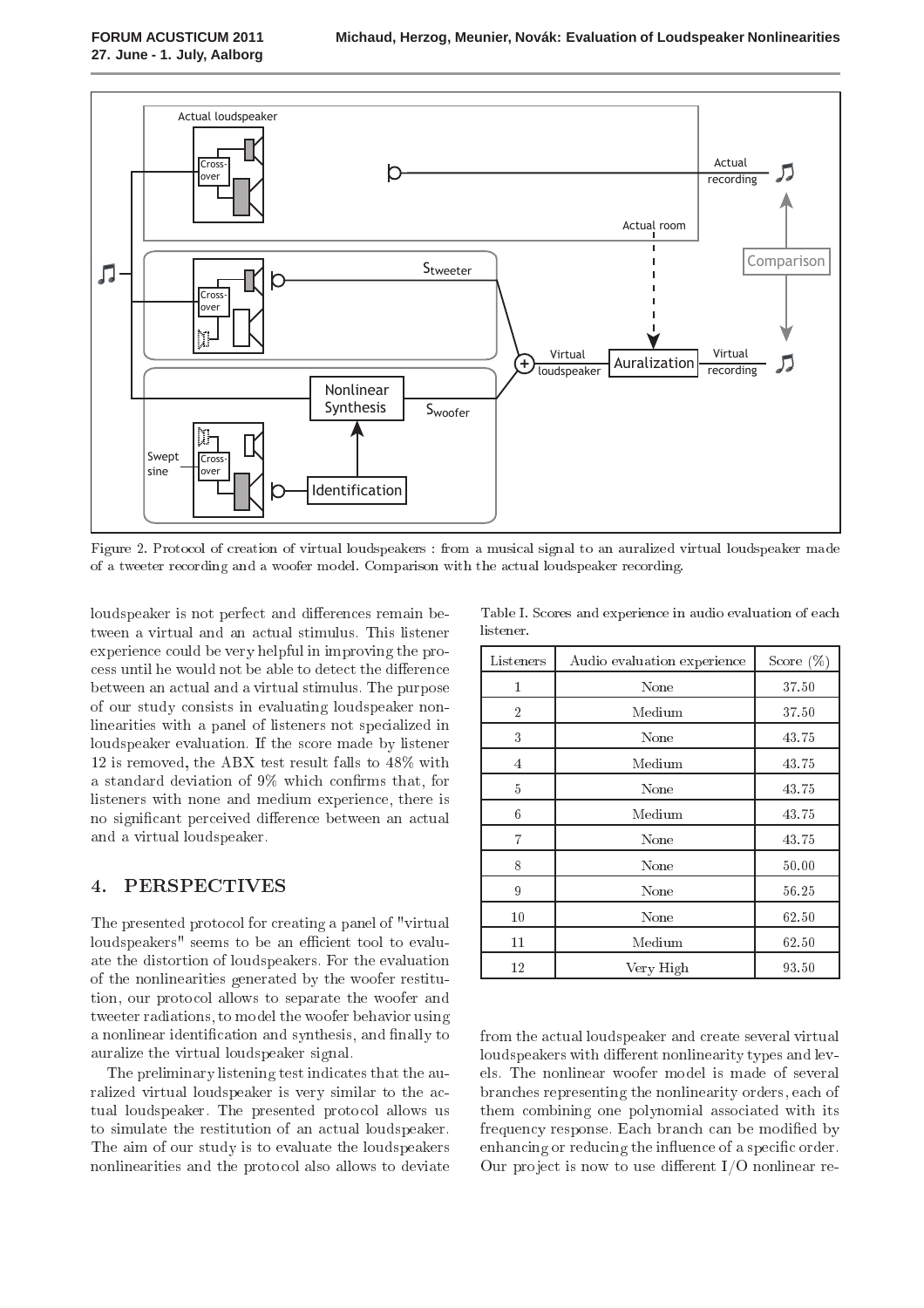Figure 2. Protocol of creation of virtual loudspeakers : from a musical signal to an auralized virtual loudspeaker made of a tweeter recording and a woofer model. Comparison with the actual loudspeaker recording.

loudspeaker is not perfect and differences remain between a virtual and an actual stimulus. This listener experience could be very helpful in improving the process until he would not be able to detect the difference between an actual and a virtual stimulus. The purpose of our study consists in evaluating loudspeaker nonlinearities with a panel of listeners not specialized in loudspeaker evaluation. If the score made by listener 12 is removed, the ABX test result falls to 48% with a standard deviation of 9% which confirms that, for listeners with none and medium experience, there is no significant perceived difference between an actual and a virtual loudspeaker.

Table I. Scores and experience in audio evaluation of each listener.

| Listeners | Audio evaluation experience | Score (%) |
|---|---|---|
| 1 | None | 37.50 |
| 2 | Medium | 37.50 |
| 3 | None | 43.75 |
| 4 | Medium | 43.75 |
| 5 | None | 43.75 |
| 6 | Medium | 43.75 |
| 7 | None | 43.75 |
| 8 | None | 50.00 |
| 9 | None | 56.25 |
| 10 | None | 62.50 |
| 11 | Medium | 62.50 |
| 12 | Very High | 93.50 |

## 4. PERSPECTIVES

The presented protocol for creating a panel of "virtual loudspeakers" seems to be an efficient tool to evaluate the distortion of loudspeakers. For the evaluation of the nonlinearities generated by the woofer restitution, our protocol allows to separate the woofer and tweeter radiations, to model the woofer behavior using a nonlinear identification and synthesis, and finally to auralize the virtual loudspeaker signal.

The preliminary listening test indicates that the auralized virtual loudspeaker is very similar to the actual loudspeaker. The presented protocol allows us to simulate the restitution of an actual loudspeaker. The aim of our study is to evaluate the loudspeakers nonlinearities and the protocol also allows to deviate from the actual loudspeaker and create several virtual loudspeakers with different nonlinearity types and levels. The nonlinear woofer model is made of several branches representing the nonlinearity orders, each of them combining one polynomial associated with its frequency response. Each branch can be modified by enhancing or reducing the influence of a specific order. Our project is now to use different I/O nonlinear re-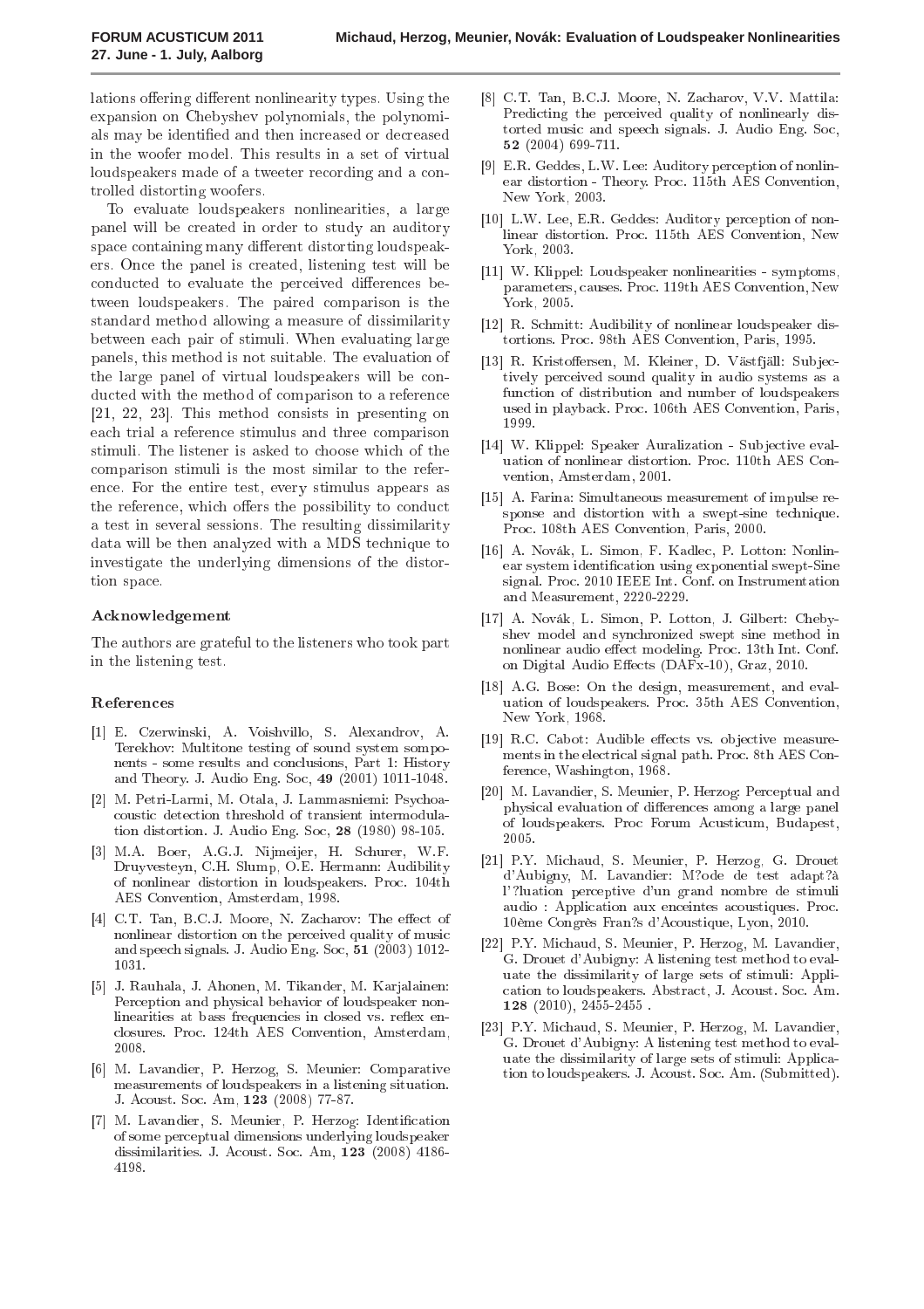lations offering different nonlinearity types. Using the expansion on Chebyshev polynomials, the polynomials may be identified and then increased or decreased in the woofer model. This results in a set of virtual loudspeakers made of a tweeter recording and a controlled distorting woofers.

To evaluate loudspeakers nonlinearities, a large panel will be created in order to study an auditory space containing many different distorting loudspeakers. Once the panel is created, listening test will be conducted to evaluate the perceived differences between loudspeakers. The paired comparison is the standard method allowing a measure of dissimilarity between each pair of stimuli. When evaluating large panels, this method is not suitable. The evaluation of the large panel of virtual loudspeakers will be conducted with the method of comparison to a reference [21, 22, 23]. This method consists in presenting on each trial a reference stimulus and three comparison stimuli. The listener is asked to choose which of the comparison stimuli is the most similar to the reference. For the entire test, every stimulus appears as the reference, which offers the possibility to conduct a test in several sessions. The resulting dissimilarity data will be then analyzed with a MDS technique to investigate the underlying dimensions of the distortion space.

### Acknowledgement

The authors are grateful to the listeners who took part in the listening test.

### References

[1] E. Czerwinski, A. Voishvillo, S. Alexandrov, A. Terekhov: Multitone testing of sound system somponents - some results and conclusions, Part 1: History and Theory. J. Audio Eng. Soc, **49** (2001) 1011-1048.

[2] M. Petri-Larmi, M. Otala, J. Lammasniemi: Psychoacoustic detection threshold of transient intermodulation distortion. J. Audio Eng. Soc, **28** (1980) 98-105.

[3] M.A. Boer, A.G.J. Nijmeijer, H. Schurer, W.F. Druyvesteyn, C.H. Slump, O.E. Hermann: Audibility of nonlinear distortion in loudspeakers. Proc. 104th AES Convention, Amsterdam, 1998.

[4] C.T. Tan, B.C.J. Moore, N. Zacharov: The effect of nonlinear distortion on the perceived quality of music and speech signals. J. Audio Eng. Soc, **51** (2003) 1012-1031.

[5] J. Rauhala, J. Ahonen, M. Tikander, M. Karjalainen: Perception and physical behavior of loudspeaker nonlinearities at bass frequencies in closed vs. reflex enclosures. Proc. 124th AES Convention, Amsterdam, 2008.

[6] M. Lavandier, P. Herzog, S. Meunier: Comparative measurements of loudspeakers in a listening situation. J. Acoust. Soc. Am, **123** (2008) 77-87.

[7] M. Lavandier, S. Meunier, P. Herzog: Identification of some perceptual dimensions underlying loudspeaker dissimilarities. J. Acoust. Soc. Am, **123** (2008) 4186-4198.

[8] C.T. Tan, B.C.J. Moore, N. Zacharov, V.V. Mattila: Predicting the perceived quality of nonlinearly distorted music and speech signals. J. Audio Eng. Soc, **52** (2004) 699-711.

[9] E.R. Geddes, L.W. Lee: Auditory perception of nonlinear distortion - Theory. Proc. 115th AES Convention, New York, 2003.

[10] L.W. Lee, E.R. Geddes: Auditory perception of nonlinear distortion. Proc. 115th AES Convention, New York, 2003.

[11] W. Klippel: Loudspeaker nonlinearities - symptoms, parameters, causes. Proc. 119th AES Convention, New York, 2005.

[12] R. Schmitt: Audibility of nonlinear loudspeaker distortions. Proc. 98th AES Convention, Paris, 1995.

[13] R. Kristoffersen, M. Kleiner, D. Västfjäll: Subjectively perceived sound quality in audio systems as a function of distribution and number of loudspeakers used in playback. Proc. 106th AES Convention, Paris, 1999.

[14] W. Klippel: Speaker Auralization - Subjective evaluation of nonlinear distortion. Proc. 110th AES Convention, Amsterdam, 2001.

[15] A. Farina: Simultaneous measurement of impulse response and distortion with a swept-sine technique. Proc. 108th AES Convention, Paris, 2000.

[16] A. Novák, L. Simon, F. Kadlec, P. Lotton: Nonlinear system identification using exponential swept-Sine signal. Proc. 2010 IEEE Int. Conf. on Instrumentation and Measurement, 2220-2229.

[17] A. Novák, L. Simon, P. Lotton, J. Gilbert: Chebyshev model and synchronized swept sine method in nonlinear audio effect modeling. Proc. 13th Int. Conf. on Digital Audio Effects (DAFx-10), Graz, 2010.

[18] A.G. Bose: On the design, measurement, and evaluation of loudspeakers. Proc. 35th AES Convention, New York, 1968.

[19] R.C. Cabot: Audible effects vs. objective measurements in the electrical signal path. Proc. 8th AES Conference, Washington, 1968.

[20] M. Lavandier, S. Meunier, P. Herzog: Perceptual and physical evaluation of differences among a large panel of loudspeakers. Proc Forum Acusticum, Budapest, 2005.

[21] P.Y. Michaud, S. Meunier, P. Herzog, G. Drouet d'Aubigny, M. Lavandier: M?ode de test adapt?à l'?luation perceptive d'un grand nombre de stimuli audio : Application aux enceintes acoustiques. Proc. 10ème Congrès Fran?s d'Acoustique, Lyon, 2010.

[22] P.Y. Michaud, S. Meunier, P. Herzog, M. Lavandier, G. Drouet d'Aubigny: A listening test method to evaluate the dissimilarity of large sets of stimuli: Application to loudspeakers. Abstract, J. Acoust. Soc. Am. **128** (2010), 2455-2455 .

[23] P.Y. Michaud, S. Meunier, P. Herzog, M. Lavandier, G. Drouet d'Aubigny: A listening test method to evaluate the dissimilarity of large sets of stimuli: Application to loudspeakers. J. Acoust. Soc. Am. (Submitted).